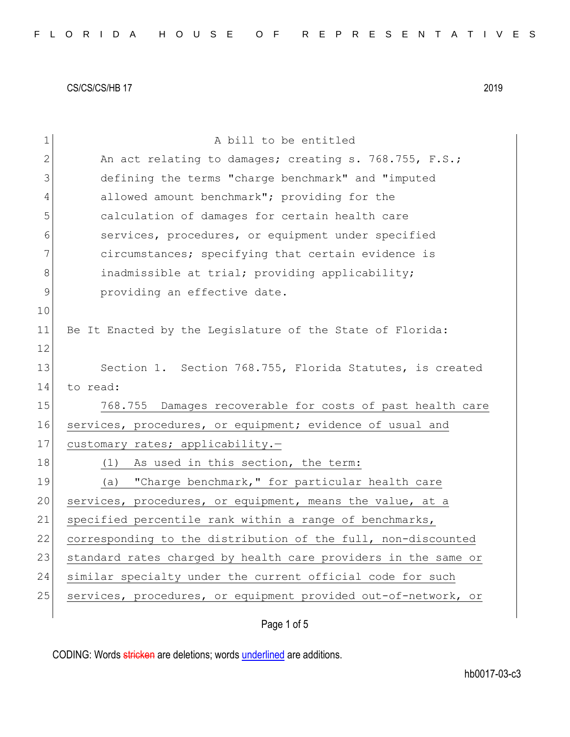CS/CS/CS/HB 17 2019

A bill to be entitled

An act relating to damages; creating s. 768.755, F.S.; defining the terms "charge benchmark" and "imputed allowed amount benchmark"; providing for the calculation of damages for certain health care services, procedures, or equipment under specified circumstances; specifying that certain evidence is inadmissible at trial; providing applicability; providing an effective date.

Be It Enacted by the Legislature of the State of Florida:

Section 1. Section 768.755, Florida Statutes, is created to read:

768.755 Damages recoverable for costs of past health care services, procedures, or equipment; evidence of usual and customary rates; applicability.—

(1) As used in this section, the term:

(a) "Charge benchmark," for particular health care services, procedures, or equipment, means the value, at a specified percentile rank within a range of benchmarks, corresponding to the distribution of the full, non-discounted standard rates charged by health care providers in the same or similar specialty under the current official code for such services, procedures, or equipment provided out-of-network, or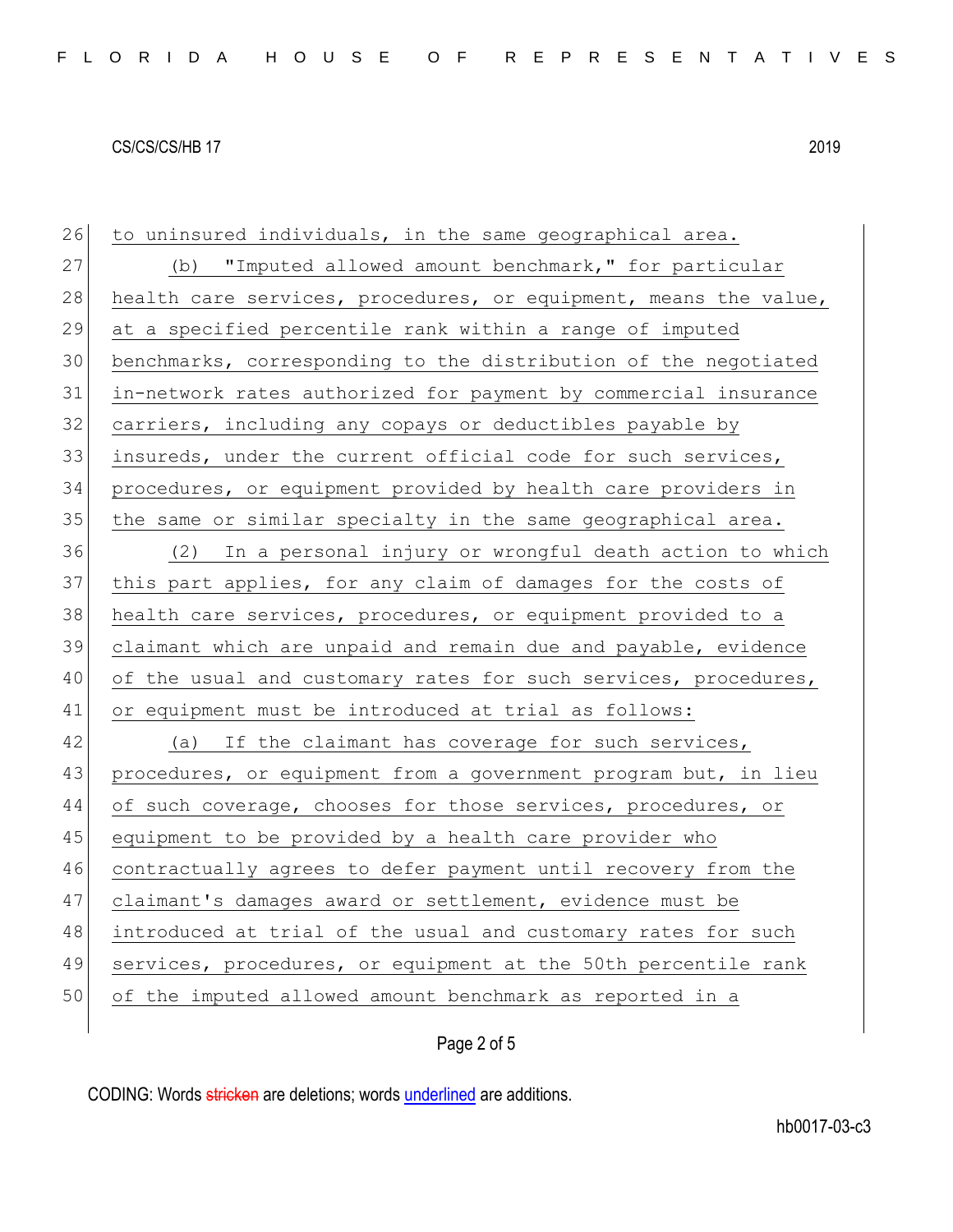to uninsured individuals, in the same geographical area.

(b) "Imputed allowed amount benchmark," for particular health care services, procedures, or equipment, means the value, at a specified percentile rank within a range of imputed benchmarks, corresponding to the distribution of the negotiated in-network rates authorized for payment by commercial insurance carriers, including any copays or deductibles payable by insureds, under the current official code for such services, procedures, or equipment provided by health care providers in the same or similar specialty in the same geographical area.

(2) In a personal injury or wrongful death action to which this part applies, for any claim of damages for the costs of health care services, procedures, or equipment provided to a claimant which are unpaid and remain due and payable, evidence of the usual and customary rates for such services, procedures, or equipment must be introduced at trial as follows:

(a) If the claimant has coverage for such services, procedures, or equipment from a government program but, in lieu of such coverage, chooses for those services, procedures, or equipment to be provided by a health care provider who contractually agrees to defer payment until recovery from the claimant's damages award or settlement, evidence must be introduced at trial of the usual and customary rates for such services, procedures, or equipment at the 50th percentile rank of the imputed allowed amount benchmark as reported in a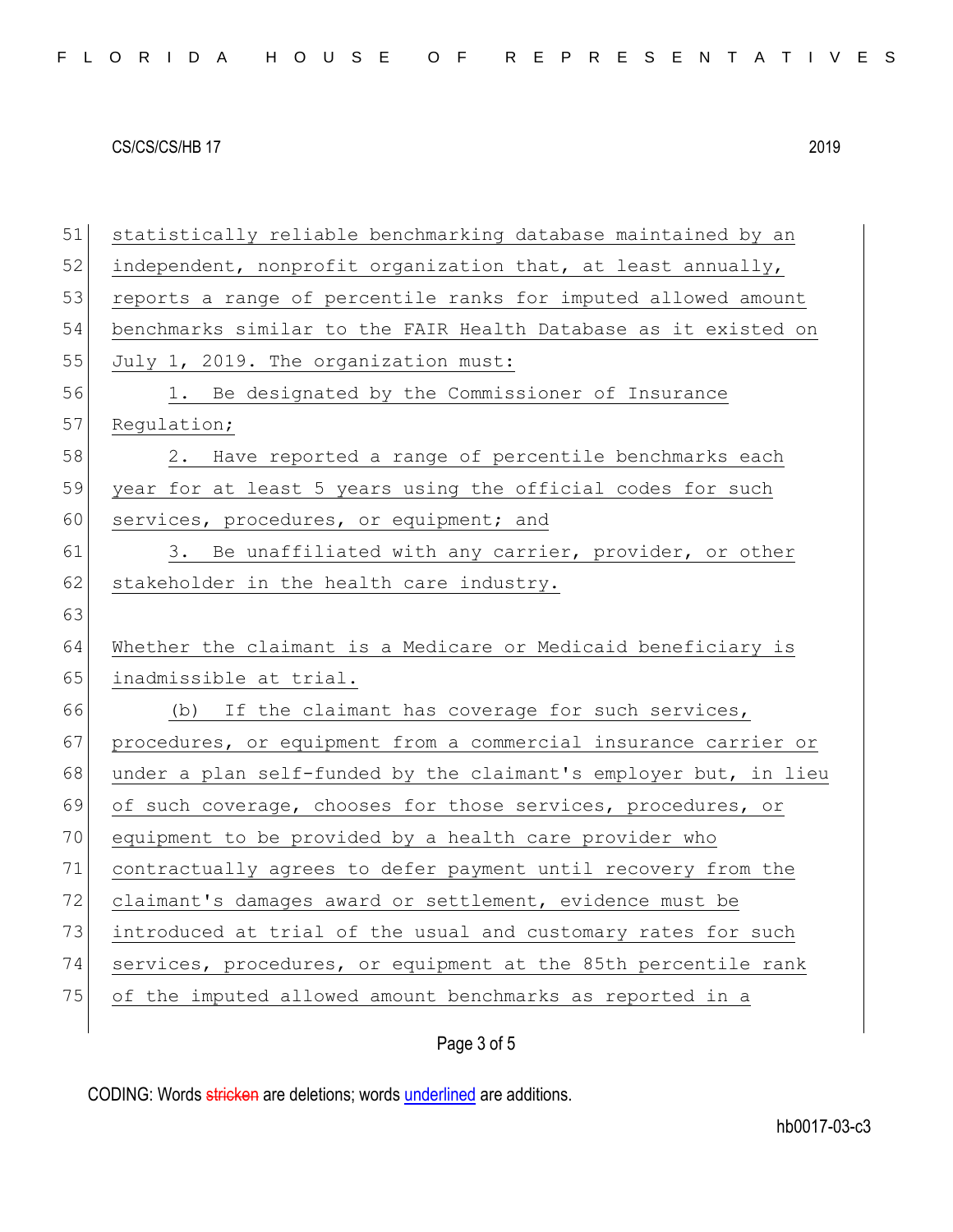statistically reliable benchmarking database maintained by an independent, nonprofit organization that, at least annually, reports a range of percentile ranks for imputed allowed amount benchmarks similar to the FAIR Health Database as it existed on July 1, 2019. The organization must:

1. Be designated by the Commissioner of Insurance Regulation;

2. Have reported a range of percentile benchmarks each year for at least 5 years using the official codes for such services, procedures, or equipment; and

3. Be unaffiliated with any carrier, provider, or other stakeholder in the health care industry.

Whether the claimant is a Medicare or Medicaid beneficiary is inadmissible at trial.

(b) If the claimant has coverage for such services, procedures, or equipment from a commercial insurance carrier or under a plan self-funded by the claimant's employer but, in lieu of such coverage, chooses for those services, procedures, or equipment to be provided by a health care provider who contractually agrees to defer payment until recovery from the claimant's damages award or settlement, evidence must be introduced at trial of the usual and customary rates for such services, procedures, or equipment at the 85th percentile rank of the imputed allowed amount benchmarks as reported in a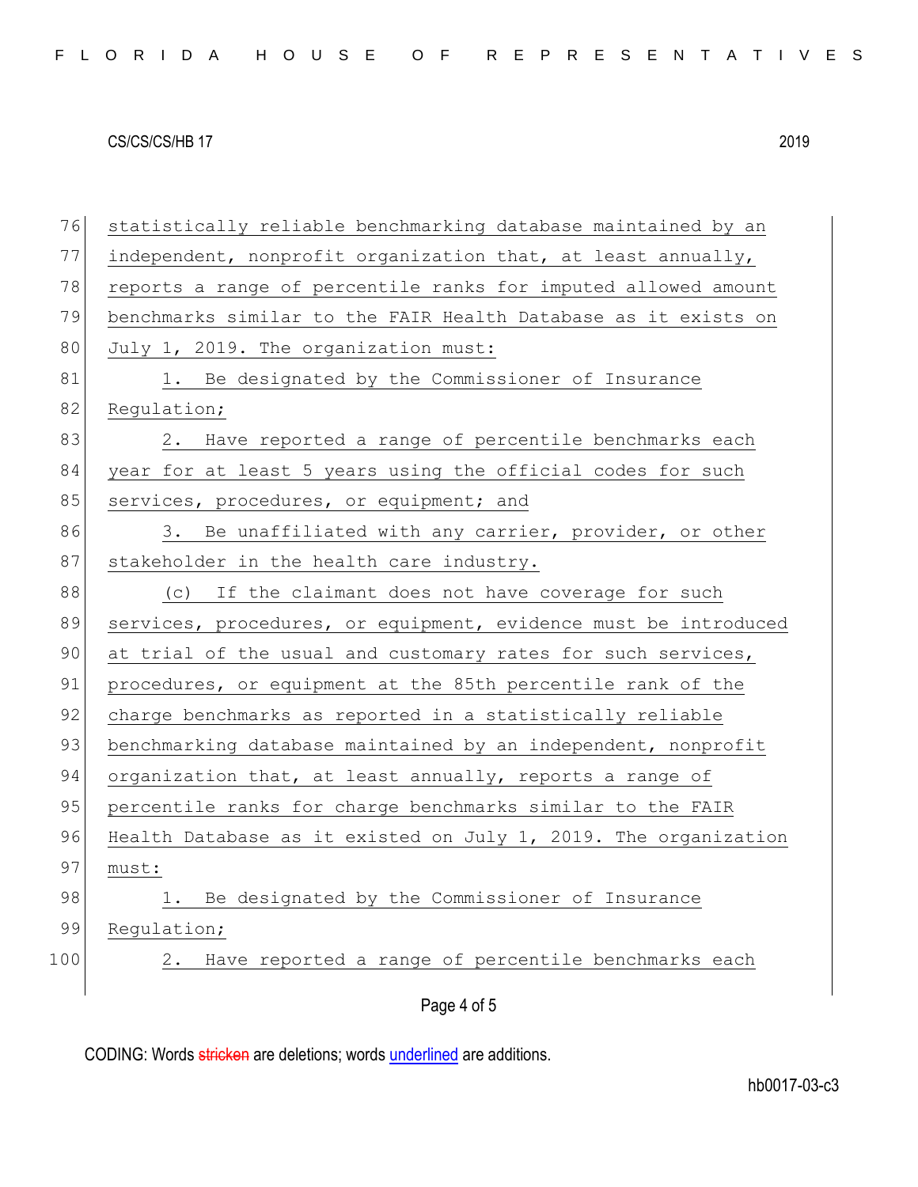statistically reliable benchmarking database maintained by an independent, nonprofit organization that, at least annually, reports a range of percentile ranks for imputed allowed amount benchmarks similar to the FAIR Health Database as it exists on July 1, 2019. The organization must:

1. Be designated by the Commissioner of Insurance Regulation;

2. Have reported a range of percentile benchmarks each year for at least 5 years using the official codes for such services, procedures, or equipment; and

3. Be unaffiliated with any carrier, provider, or other stakeholder in the health care industry.

(c) If the claimant does not have coverage for such services, procedures, or equipment, evidence must be introduced at trial of the usual and customary rates for such services, procedures, or equipment at the 85th percentile rank of the charge benchmarks as reported in a statistically reliable benchmarking database maintained by an independent, nonprofit organization that, at least annually, reports a range of percentile ranks for charge benchmarks similar to the FAIR Health Database as it existed on July 1, 2019. The organization must:

1. Be designated by the Commissioner of Insurance Regulation;

2. Have reported a range of percentile benchmarks each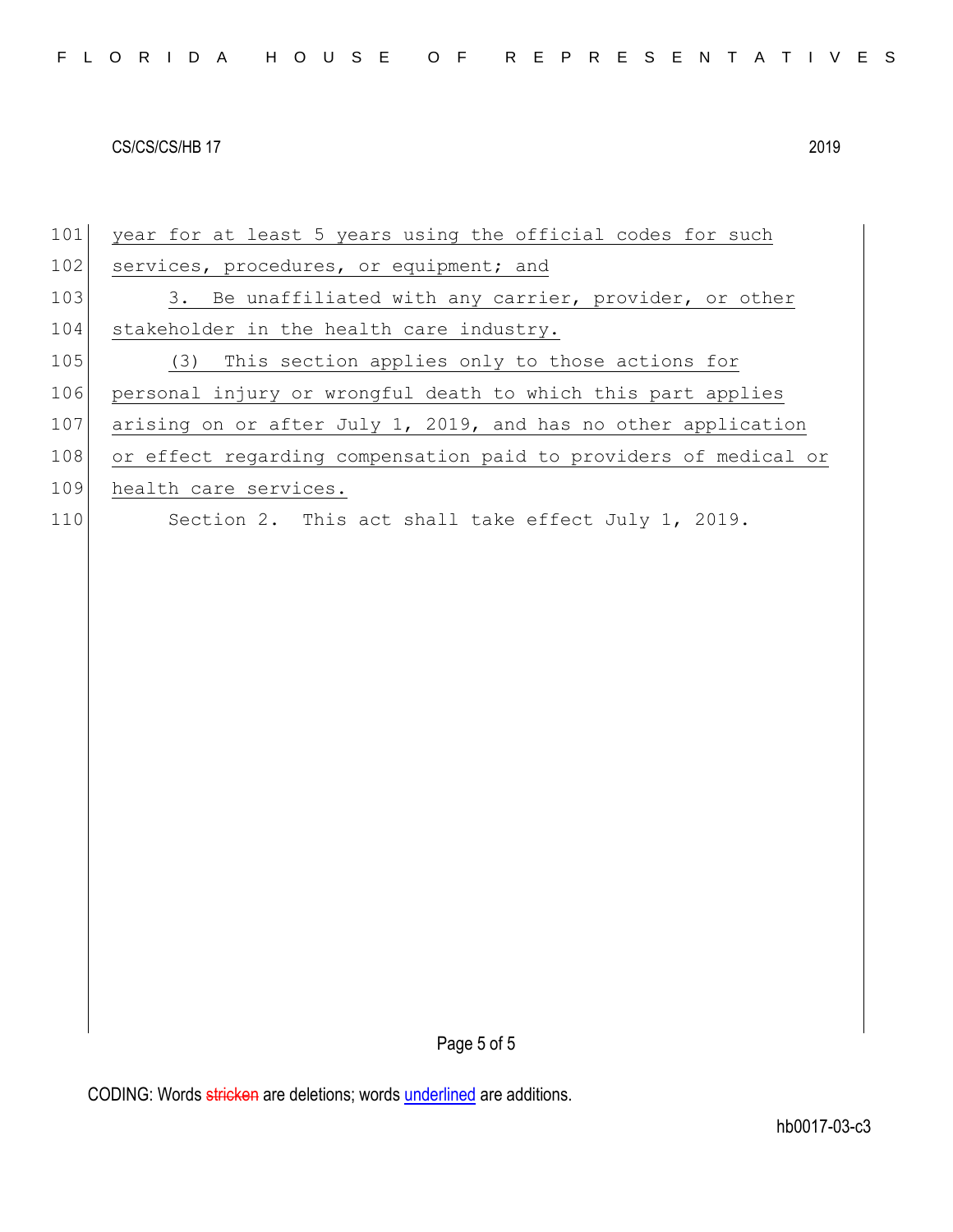year for at least 5 years using the official codes for such services, procedures, or equipment; and

3. Be unaffiliated with any carrier, provider, or other stakeholder in the health care industry.

(3) This section applies only to those actions for personal injury or wrongful death to which this part applies arising on or after July 1, 2019, and has no other application or effect regarding compensation paid to providers of medical or health care services.

Section 2. This act shall take effect July 1, 2019.

CODING: Words stricken are deletions; words underlined are additions.